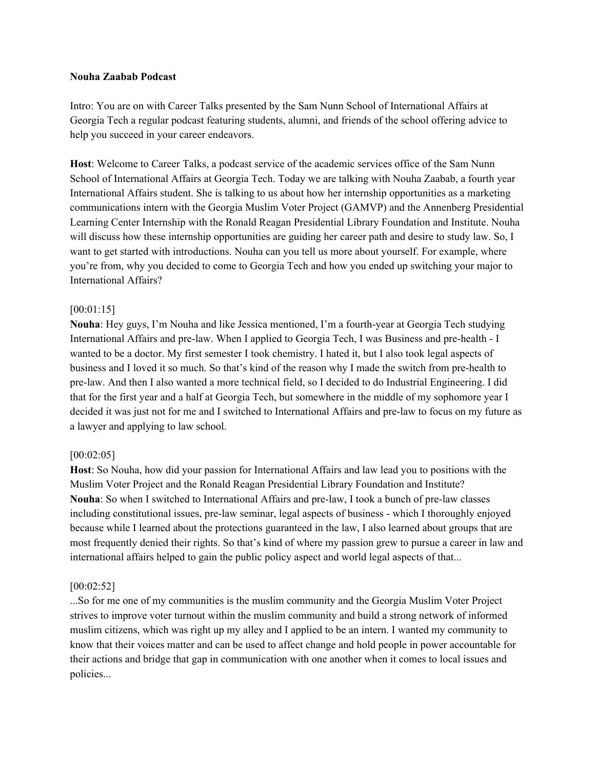**Nouha Zaabab Podcast**

Intro: You are on with Career Talks presented by the Sam Nunn School of International Affairs at Georgia Tech a regular podcast featuring students, alumni, and friends of the school offering advice to help you succeed in your career endeavors.

**Host**: Welcome to Career Talks, a podcast service of the academic services office of the Sam Nunn School of International Affairs at Georgia Tech. Today we are talking with Nouha Zaabab, a fourth year International Affairs student. She is talking to us about how her internship opportunities as a marketing communications intern with the Georgia Muslim Voter Project (GAMVP) and the Annenberg Presidential Learning Center Internship with the Ronald Reagan Presidential Library Foundation and Institute. Nouha will discuss how these internship opportunities are guiding her career path and desire to study law. So, I want to get started with introductions. Nouha can you tell us more about yourself. For example, where you're from, why you decided to come to Georgia Tech and how you ended up switching your major to International Affairs?

[00:01:15]

**Nouha**: Hey guys, I'm Nouha and like Jessica mentioned, I'm a fourth-year at Georgia Tech studying International Affairs and pre-law. When I applied to Georgia Tech, I was Business and pre-health - I wanted to be a doctor. My first semester I took chemistry. I hated it, but I also took legal aspects of business and I loved it so much. So that's kind of the reason why I made the switch from pre-health to pre-law. And then I also wanted a more technical field, so I decided to do Industrial Engineering. I did that for the first year and a half at Georgia Tech, but somewhere in the middle of my sophomore year I decided it was just not for me and I switched to International Affairs and pre-law to focus on my future as a lawyer and applying to law school.

[00:02:05]

**Host**: So Nouha, how did your passion for International Affairs and law lead you to positions with the Muslim Voter Project and the Ronald Reagan Presidential Library Foundation and Institute?

**Nouha**: So when I switched to International Affairs and pre-law, I took a bunch of pre-law classes including constitutional issues, pre-law seminar, legal aspects of business - which I thoroughly enjoyed because while I learned about the protections guaranteed in the law, I also learned about groups that are most frequently denied their rights. So that's kind of where my passion grew to pursue a career in law and international affairs helped to gain the public policy aspect and world legal aspects of that...

[00:02:52]

...So for me one of my communities is the muslim community and the Georgia Muslim Voter Project strives to improve voter turnout within the muslim community and build a strong network of informed muslim citizens, which was right up my alley and I applied to be an intern. I wanted my community to know that their voices matter and can be used to affect change and hold people in power accountable for their actions and bridge that gap in communication with one another when it comes to local issues and policies...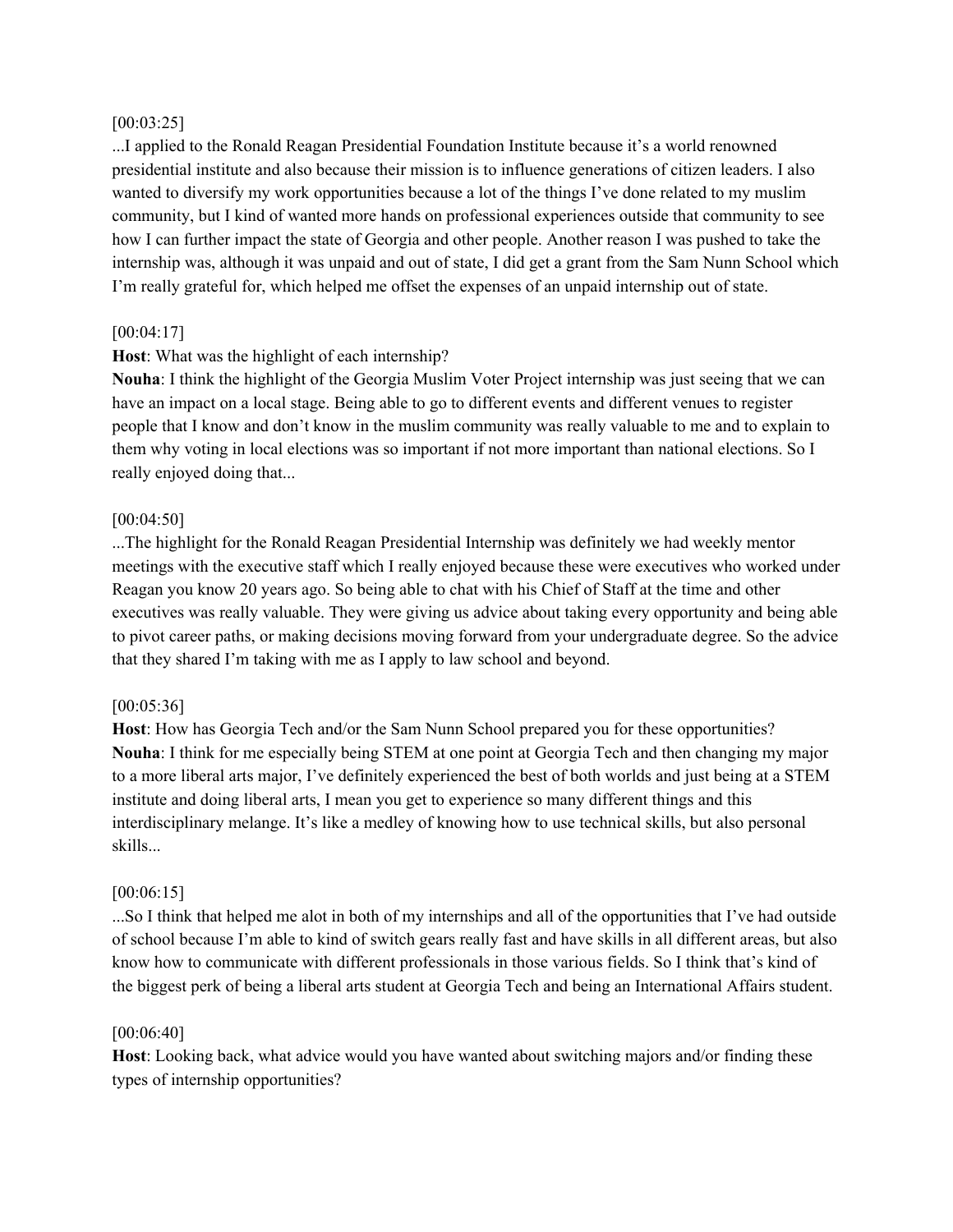[00:03:25]

...I applied to the Ronald Reagan Presidential Foundation Institute because it's a world renowned presidential institute and also because their mission is to influence generations of citizen leaders. I also wanted to diversify my work opportunities because a lot of the things I've done related to my muslim community, but I kind of wanted more hands on professional experiences outside that community to see how I can further impact the state of Georgia and other people. Another reason I was pushed to take the internship was, although it was unpaid and out of state, I did get a grant from the Sam Nunn School which I'm really grateful for, which helped me offset the expenses of an unpaid internship out of state.

[00:04:17]

**Host**: What was the highlight of each internship?

**Nouha**: I think the highlight of the Georgia Muslim Voter Project internship was just seeing that we can have an impact on a local stage. Being able to go to different events and different venues to register people that I know and don't know in the muslim community was really valuable to me and to explain to them why voting in local elections was so important if not more important than national elections. So I really enjoyed doing that...

[00:04:50]

...The highlight for the Ronald Reagan Presidential Internship was definitely we had weekly mentor meetings with the executive staff which I really enjoyed because these were executives who worked under Reagan you know 20 years ago. So being able to chat with his Chief of Staff at the time and other executives was really valuable. They were giving us advice about taking every opportunity and being able to pivot career paths, or making decisions moving forward from your undergraduate degree. So the advice that they shared I'm taking with me as I apply to law school and beyond.

[00:05:36]

**Host**: How has Georgia Tech and/or the Sam Nunn School prepared you for these opportunities?

**Nouha**: I think for me especially being STEM at one point at Georgia Tech and then changing my major to a more liberal arts major, I've definitely experienced the best of both worlds and just being at a STEM institute and doing liberal arts, I mean you get to experience so many different things and this interdisciplinary melange. It's like a medley of knowing how to use technical skills, but also personal skills...

[00:06:15]

...So I think that helped me alot in both of my internships and all of the opportunities that I've had outside of school because I'm able to kind of switch gears really fast and have skills in all different areas, but also know how to communicate with different professionals in those various fields. So I think that's kind of the biggest perk of being a liberal arts student at Georgia Tech and being an International Affairs student.

[00:06:40]

**Host**: Looking back, what advice would you have wanted about switching majors and/or finding these types of internship opportunities?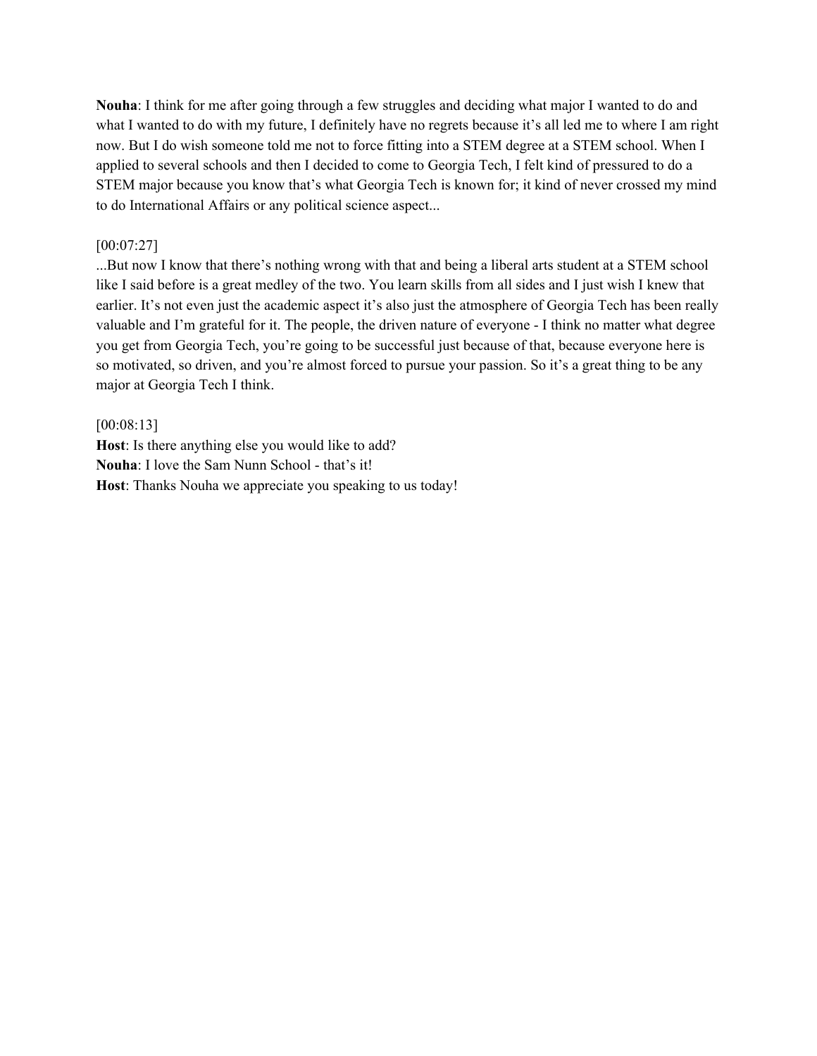**Nouha**: I think for me after going through a few struggles and deciding what major I wanted to do and what I wanted to do with my future, I definitely have no regrets because it's all led me to where I am right now. But I do wish someone told me not to force fitting into a STEM degree at a STEM school. When I applied to several schools and then I decided to come to Georgia Tech, I felt kind of pressured to do a STEM major because you know that's what Georgia Tech is known for; it kind of never crossed my mind to do International Affairs or any political science aspect...

[00:07:27]
...But now I know that there's nothing wrong with that and being a liberal arts student at a STEM school like I said before is a great medley of the two. You learn skills from all sides and I just wish I knew that earlier. It's not even just the academic aspect it's also just the atmosphere of Georgia Tech has been really valuable and I'm grateful for it. The people, the driven nature of everyone - I think no matter what degree you get from Georgia Tech, you're going to be successful just because of that, because everyone here is so motivated, so driven, and you're almost forced to pursue your passion. So it's a great thing to be any major at Georgia Tech I think.

[00:08:13]
**Host**: Is there anything else you would like to add?
**Nouha**: I love the Sam Nunn School - that's it!
**Host**: Thanks Nouha we appreciate you speaking to us today!